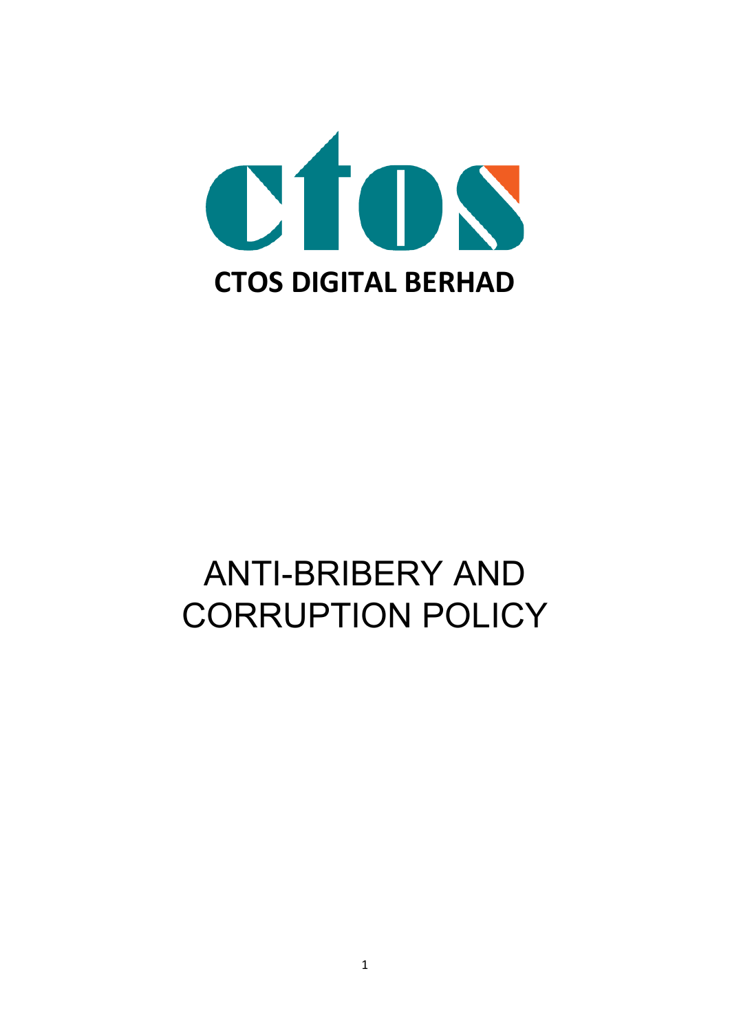**CTOS DIGITAL BERHAD**

# ANTI-BRIBERY AND CORRUPTION POLICY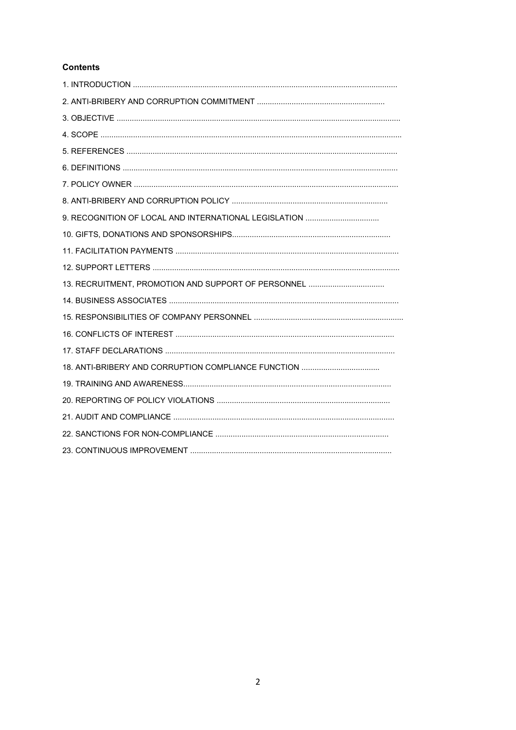**Contents**

1. INTRODUCTION ........................................................................................................................
2. ANTI-BRIBERY AND CORRUPTION COMMITMENT ..........................................................
3. OBJECTIVE ..................................................................................................................................
4. SCOPE ..........................................................................................................................................
5. REFERENCES ............................................................................................................................
6. DEFINITIONS ..............................................................................................................................
7. POLICY OWNER .........................................................................................................................
8. ANTI-BRIBERY AND CORRUPTION POLICY .......................................................................
9. RECOGNITION OF LOCAL AND INTERNATIONAL LEGISLATION ..................................
10. GIFTS, DONATIONS AND SPONSORSHIPS........................................................................
11. FACILITATION PAYMENTS ......................................................................................................
12. SUPPORT LETTERS .................................................................................................................
13. RECRUITMENT, PROMOTION AND SUPPORT OF PERSONNEL ...................................
14. BUSINESS ASSOCIATES .........................................................................................................
15. RESPONSIBILITIES OF COMPANY PERSONNEL ....................................................................
16. CONFLICTS OF INTEREST ....................................................................................................
17. STAFF DECLARATIONS ..........................................................................................................
18. ANTI-BRIBERY AND CORRUPTION COMPLIANCE FUNCTION ....................................
19. TRAINING AND AWARENESS................................................................................................
20. REPORTING OF POLICY VIOLATIONS ...............................................................................
21. AUDIT AND COMPLIANCE .....................................................................................................
22. SANCTIONS FOR NON-COMPLIANCE ...............................................................................
23. CONTINUOUS IMPROVEMENT ............................................................................................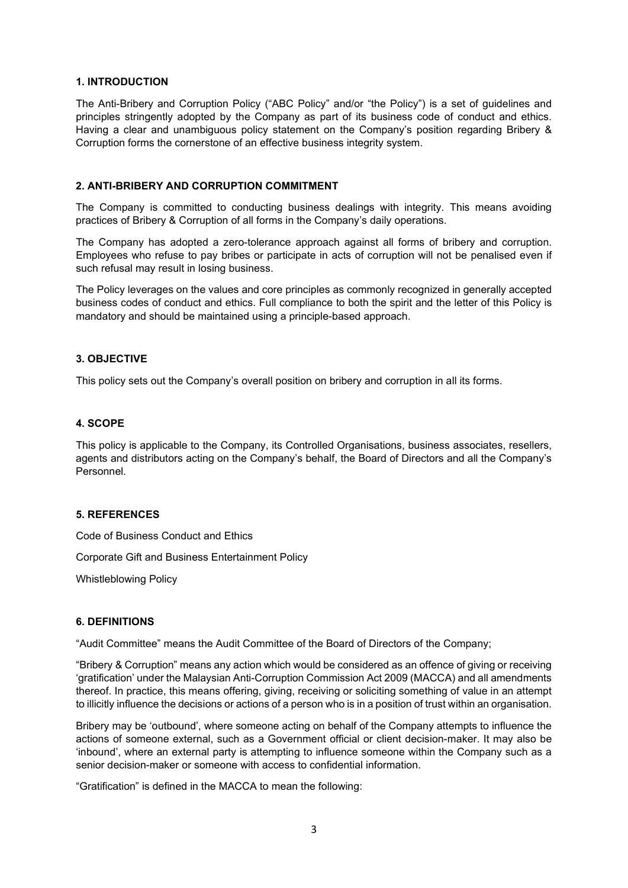## 1. INTRODUCTION

The Anti-Bribery and Corruption Policy ("ABC Policy" and/or "the Policy") is a set of guidelines and principles stringently adopted by the Company as part of its business code of conduct and ethics. Having a clear and unambiguous policy statement on the Company's position regarding Bribery & Corruption forms the cornerstone of an effective business integrity system.

## 2. ANTI-BRIBERY AND CORRUPTION COMMITMENT

The Company is committed to conducting business dealings with integrity. This means avoiding practices of Bribery & Corruption of all forms in the Company's daily operations.

The Company has adopted a zero-tolerance approach against all forms of bribery and corruption. Employees who refuse to pay bribes or participate in acts of corruption will not be penalised even if such refusal may result in losing business.

The Policy leverages on the values and core principles as commonly recognized in generally accepted business codes of conduct and ethics. Full compliance to both the spirit and the letter of this Policy is mandatory and should be maintained using a principle-based approach.

## 3. OBJECTIVE

This policy sets out the Company's overall position on bribery and corruption in all its forms.

## 4. SCOPE

This policy is applicable to the Company, its Controlled Organisations, business associates, resellers, agents and distributors acting on the Company's behalf, the Board of Directors and all the Company's Personnel.

## 5. REFERENCES

Code of Business Conduct and Ethics

Corporate Gift and Business Entertainment Policy

Whistleblowing Policy

## 6. DEFINITIONS

"Audit Committee" means the Audit Committee of the Board of Directors of the Company;

"Bribery & Corruption" means any action which would be considered as an offence of giving or receiving 'gratification' under the Malaysian Anti-Corruption Commission Act 2009 (MACCA) and all amendments thereof. In practice, this means offering, giving, receiving or soliciting something of value in an attempt to illicitly influence the decisions or actions of a person who is in a position of trust within an organisation.

Bribery may be 'outbound', where someone acting on behalf of the Company attempts to influence the actions of someone external, such as a Government official or client decision-maker. It may also be 'inbound', where an external party is attempting to influence someone within the Company such as a senior decision-maker or someone with access to confidential information.

"Gratification" is defined in the MACCA to mean the following: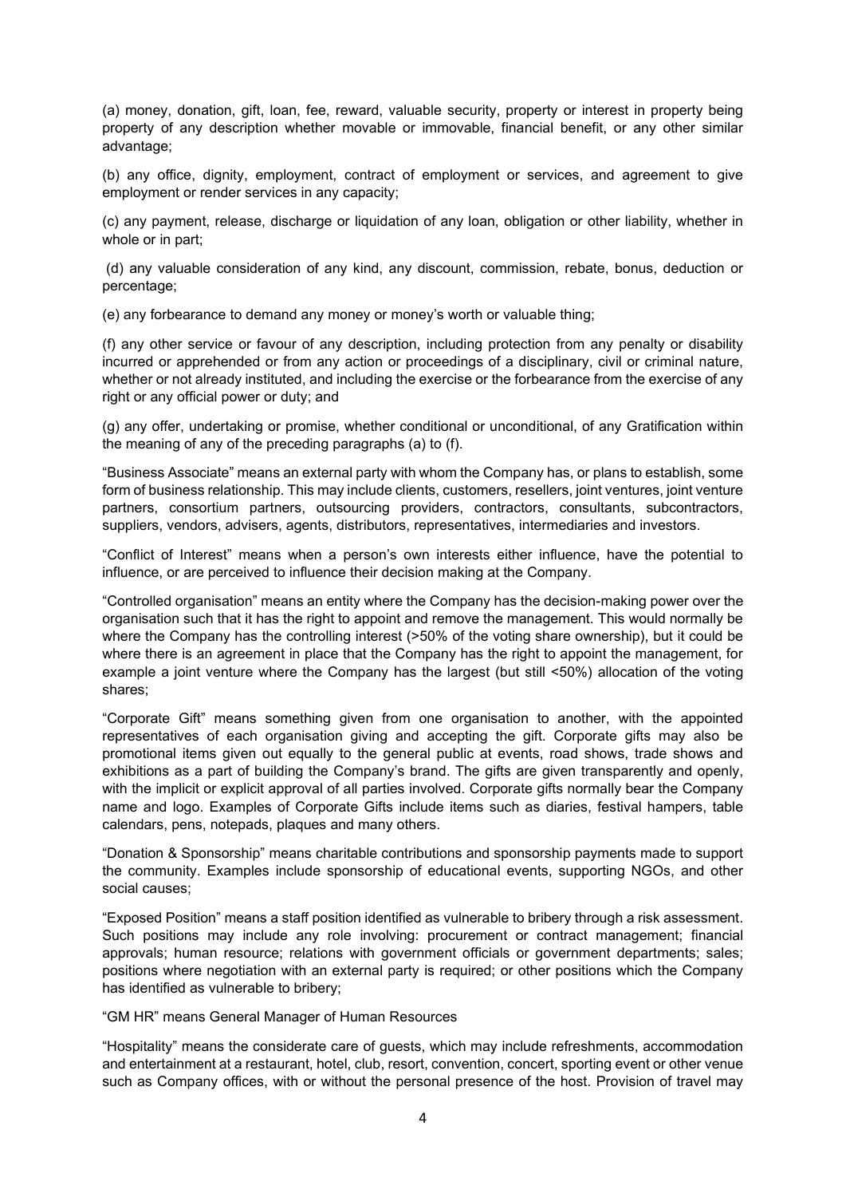(a) money, donation, gift, loan, fee, reward, valuable security, property or interest in property being property of any description whether movable or immovable, financial benefit, or any other similar advantage;

(b) any office, dignity, employment, contract of employment or services, and agreement to give employment or render services in any capacity;

(c) any payment, release, discharge or liquidation of any loan, obligation or other liability, whether in whole or in part;

(d) any valuable consideration of any kind, any discount, commission, rebate, bonus, deduction or percentage;

(e) any forbearance to demand any money or money's worth or valuable thing;

(f) any other service or favour of any description, including protection from any penalty or disability incurred or apprehended or from any action or proceedings of a disciplinary, civil or criminal nature, whether or not already instituted, and including the exercise or the forbearance from the exercise of any right or any official power or duty; and

(g) any offer, undertaking or promise, whether conditional or unconditional, of any Gratification within the meaning of any of the preceding paragraphs (a) to (f).

"Business Associate" means an external party with whom the Company has, or plans to establish, some form of business relationship. This may include clients, customers, resellers, joint ventures, joint venture partners, consortium partners, outsourcing providers, contractors, consultants, subcontractors, suppliers, vendors, advisers, agents, distributors, representatives, intermediaries and investors.

"Conflict of Interest" means when a person's own interests either influence, have the potential to influence, or are perceived to influence their decision making at the Company.

"Controlled organisation" means an entity where the Company has the decision-making power over the organisation such that it has the right to appoint and remove the management. This would normally be where the Company has the controlling interest (>50% of the voting share ownership), but it could be where there is an agreement in place that the Company has the right to appoint the management, for example a joint venture where the Company has the largest (but still <50%) allocation of the voting shares;

"Corporate Gift" means something given from one organisation to another, with the appointed representatives of each organisation giving and accepting the gift. Corporate gifts may also be promotional items given out equally to the general public at events, road shows, trade shows and exhibitions as a part of building the Company's brand. The gifts are given transparently and openly, with the implicit or explicit approval of all parties involved. Corporate gifts normally bear the Company name and logo. Examples of Corporate Gifts include items such as diaries, festival hampers, table calendars, pens, notepads, plaques and many others.

"Donation & Sponsorship" means charitable contributions and sponsorship payments made to support the community. Examples include sponsorship of educational events, supporting NGOs, and other social causes;

"Exposed Position" means a staff position identified as vulnerable to bribery through a risk assessment. Such positions may include any role involving: procurement or contract management; financial approvals; human resource; relations with government officials or government departments; sales; positions where negotiation with an external party is required; or other positions which the Company has identified as vulnerable to bribery;

"GM HR" means General Manager of Human Resources

"Hospitality" means the considerate care of guests, which may include refreshments, accommodation and entertainment at a restaurant, hotel, club, resort, convention, concert, sporting event or other venue such as Company offices, with or without the personal presence of the host. Provision of travel may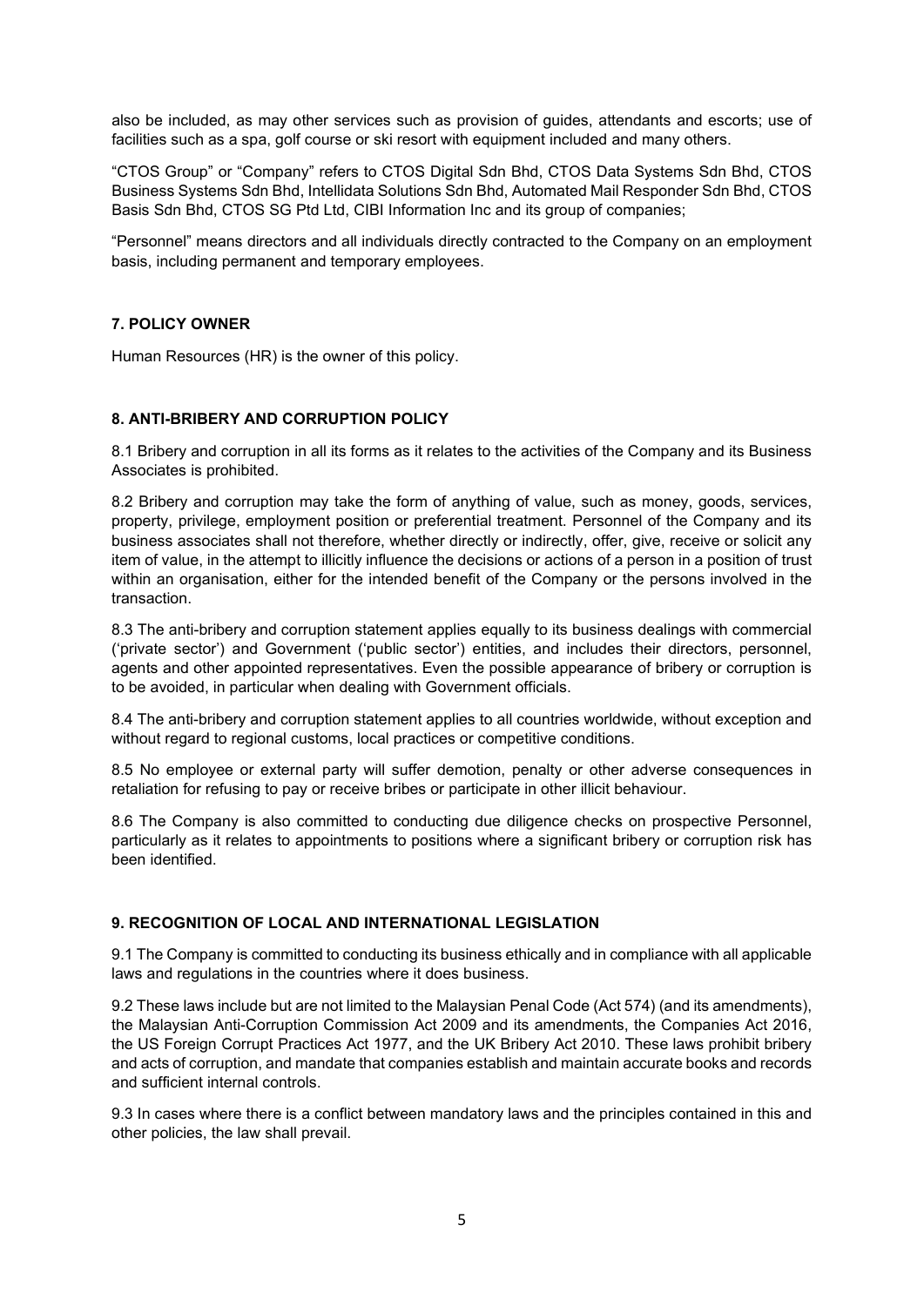also be included, as may other services such as provision of guides, attendants and escorts; use of facilities such as a spa, golf course or ski resort with equipment included and many others.

"CTOS Group" or "Company" refers to CTOS Digital Sdn Bhd, CTOS Data Systems Sdn Bhd, CTOS Business Systems Sdn Bhd, Intellidata Solutions Sdn Bhd, Automated Mail Responder Sdn Bhd, CTOS Basis Sdn Bhd, CTOS SG Ptd Ltd, CIBI Information Inc and its group of companies;

"Personnel" means directors and all individuals directly contracted to the Company on an employment basis, including permanent and temporary employees.

## 7. POLICY OWNER

Human Resources (HR) is the owner of this policy.

## 8. ANTI-BRIBERY AND CORRUPTION POLICY

8.1 Bribery and corruption in all its forms as it relates to the activities of the Company and its Business Associates is prohibited.

8.2 Bribery and corruption may take the form of anything of value, such as money, goods, services, property, privilege, employment position or preferential treatment. Personnel of the Company and its business associates shall not therefore, whether directly or indirectly, offer, give, receive or solicit any item of value, in the attempt to illicitly influence the decisions or actions of a person in a position of trust within an organisation, either for the intended benefit of the Company or the persons involved in the transaction.

8.3 The anti-bribery and corruption statement applies equally to its business dealings with commercial ('private sector') and Government ('public sector') entities, and includes their directors, personnel, agents and other appointed representatives. Even the possible appearance of bribery or corruption is to be avoided, in particular when dealing with Government officials.

8.4 The anti-bribery and corruption statement applies to all countries worldwide, without exception and without regard to regional customs, local practices or competitive conditions.

8.5 No employee or external party will suffer demotion, penalty or other adverse consequences in retaliation for refusing to pay or receive bribes or participate in other illicit behaviour.

8.6 The Company is also committed to conducting due diligence checks on prospective Personnel, particularly as it relates to appointments to positions where a significant bribery or corruption risk has been identified.

## 9. RECOGNITION OF LOCAL AND INTERNATIONAL LEGISLATION

9.1 The Company is committed to conducting its business ethically and in compliance with all applicable laws and regulations in the countries where it does business.

9.2 These laws include but are not limited to the Malaysian Penal Code (Act 574) (and its amendments), the Malaysian Anti-Corruption Commission Act 2009 and its amendments, the Companies Act 2016, the US Foreign Corrupt Practices Act 1977, and the UK Bribery Act 2010. These laws prohibit bribery and acts of corruption, and mandate that companies establish and maintain accurate books and records and sufficient internal controls.

9.3 In cases where there is a conflict between mandatory laws and the principles contained in this and other policies, the law shall prevail.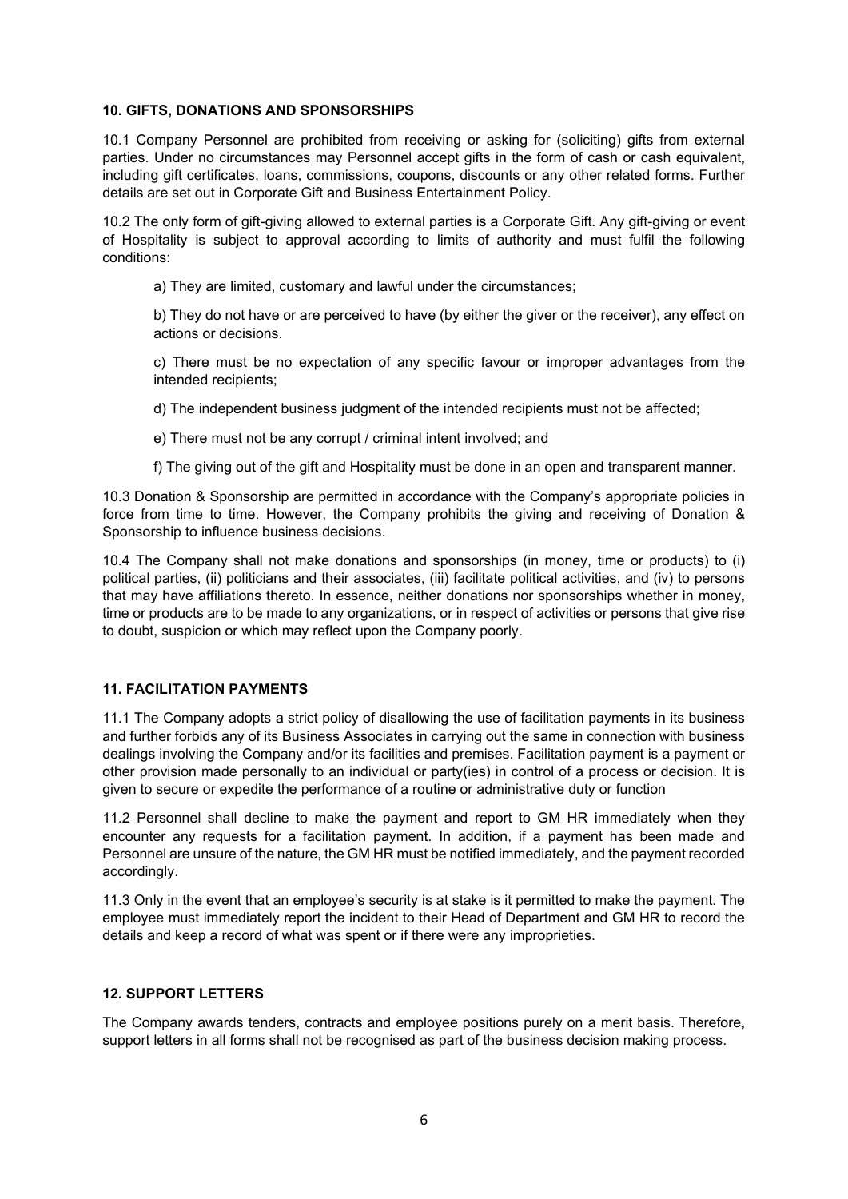## 10. GIFTS, DONATIONS AND SPONSORSHIPS

10.1 Company Personnel are prohibited from receiving or asking for (soliciting) gifts from external parties. Under no circumstances may Personnel accept gifts in the form of cash or cash equivalent, including gift certificates, loans, commissions, coupons, discounts or any other related forms. Further details are set out in Corporate Gift and Business Entertainment Policy.

10.2 The only form of gift-giving allowed to external parties is a Corporate Gift. Any gift-giving or event of Hospitality is subject to approval according to limits of authority and must fulfil the following conditions:

a) They are limited, customary and lawful under the circumstances;

b) They do not have or are perceived to have (by either the giver or the receiver), any effect on actions or decisions.

c) There must be no expectation of any specific favour or improper advantages from the intended recipients;

d) The independent business judgment of the intended recipients must not be affected;

e) There must not be any corrupt / criminal intent involved; and

f) The giving out of the gift and Hospitality must be done in an open and transparent manner.

10.3 Donation & Sponsorship are permitted in accordance with the Company's appropriate policies in force from time to time. However, the Company prohibits the giving and receiving of Donation & Sponsorship to influence business decisions.

10.4 The Company shall not make donations and sponsorships (in money, time or products) to (i) political parties, (ii) politicians and their associates, (iii) facilitate political activities, and (iv) to persons that may have affiliations thereto. In essence, neither donations nor sponsorships whether in money, time or products are to be made to any organizations, or in respect of activities or persons that give rise to doubt, suspicion or which may reflect upon the Company poorly.

## 11. FACILITATION PAYMENTS

11.1 The Company adopts a strict policy of disallowing the use of facilitation payments in its business and further forbids any of its Business Associates in carrying out the same in connection with business dealings involving the Company and/or its facilities and premises. Facilitation payment is a payment or other provision made personally to an individual or party(ies) in control of a process or decision. It is given to secure or expedite the performance of a routine or administrative duty or function

11.2 Personnel shall decline to make the payment and report to GM HR immediately when they encounter any requests for a facilitation payment. In addition, if a payment has been made and Personnel are unsure of the nature, the GM HR must be notified immediately, and the payment recorded accordingly.

11.3 Only in the event that an employee's security is at stake is it permitted to make the payment. The employee must immediately report the incident to their Head of Department and GM HR to record the details and keep a record of what was spent or if there were any improprieties.

## 12. SUPPORT LETTERS

The Company awards tenders, contracts and employee positions purely on a merit basis. Therefore, support letters in all forms shall not be recognised as part of the business decision making process.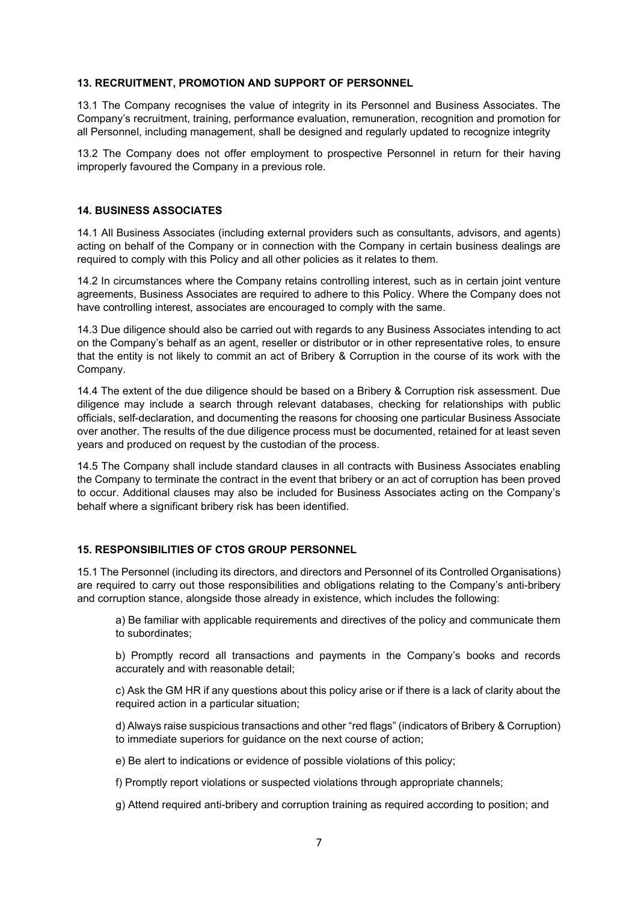### 13. RECRUITMENT, PROMOTION AND SUPPORT OF PERSONNEL

13.1 The Company recognises the value of integrity in its Personnel and Business Associates. The Company's recruitment, training, performance evaluation, remuneration, recognition and promotion for all Personnel, including management, shall be designed and regularly updated to recognize integrity

13.2 The Company does not offer employment to prospective Personnel in return for their having improperly favoured the Company in a previous role.

### 14. BUSINESS ASSOCIATES

14.1 All Business Associates (including external providers such as consultants, advisors, and agents) acting on behalf of the Company or in connection with the Company in certain business dealings are required to comply with this Policy and all other policies as it relates to them.

14.2 In circumstances where the Company retains controlling interest, such as in certain joint venture agreements, Business Associates are required to adhere to this Policy. Where the Company does not have controlling interest, associates are encouraged to comply with the same.

14.3 Due diligence should also be carried out with regards to any Business Associates intending to act on the Company's behalf as an agent, reseller or distributor or in other representative roles, to ensure that the entity is not likely to commit an act of Bribery & Corruption in the course of its work with the Company.

14.4 The extent of the due diligence should be based on a Bribery & Corruption risk assessment. Due diligence may include a search through relevant databases, checking for relationships with public officials, self-declaration, and documenting the reasons for choosing one particular Business Associate over another. The results of the due diligence process must be documented, retained for at least seven years and produced on request by the custodian of the process.

14.5 The Company shall include standard clauses in all contracts with Business Associates enabling the Company to terminate the contract in the event that bribery or an act of corruption has been proved to occur. Additional clauses may also be included for Business Associates acting on the Company's behalf where a significant bribery risk has been identified.

### 15. RESPONSIBILITIES OF CTOS GROUP PERSONNEL

15.1 The Personnel (including its directors, and directors and Personnel of its Controlled Organisations) are required to carry out those responsibilities and obligations relating to the Company's anti-bribery and corruption stance, alongside those already in existence, which includes the following:

a) Be familiar with applicable requirements and directives of the policy and communicate them to subordinates;

b) Promptly record all transactions and payments in the Company's books and records accurately and with reasonable detail;

c) Ask the GM HR if any questions about this policy arise or if there is a lack of clarity about the required action in a particular situation;

d) Always raise suspicious transactions and other "red flags" (indicators of Bribery & Corruption) to immediate superiors for guidance on the next course of action;

e) Be alert to indications or evidence of possible violations of this policy;

f) Promptly report violations or suspected violations through appropriate channels;

g) Attend required anti-bribery and corruption training as required according to position; and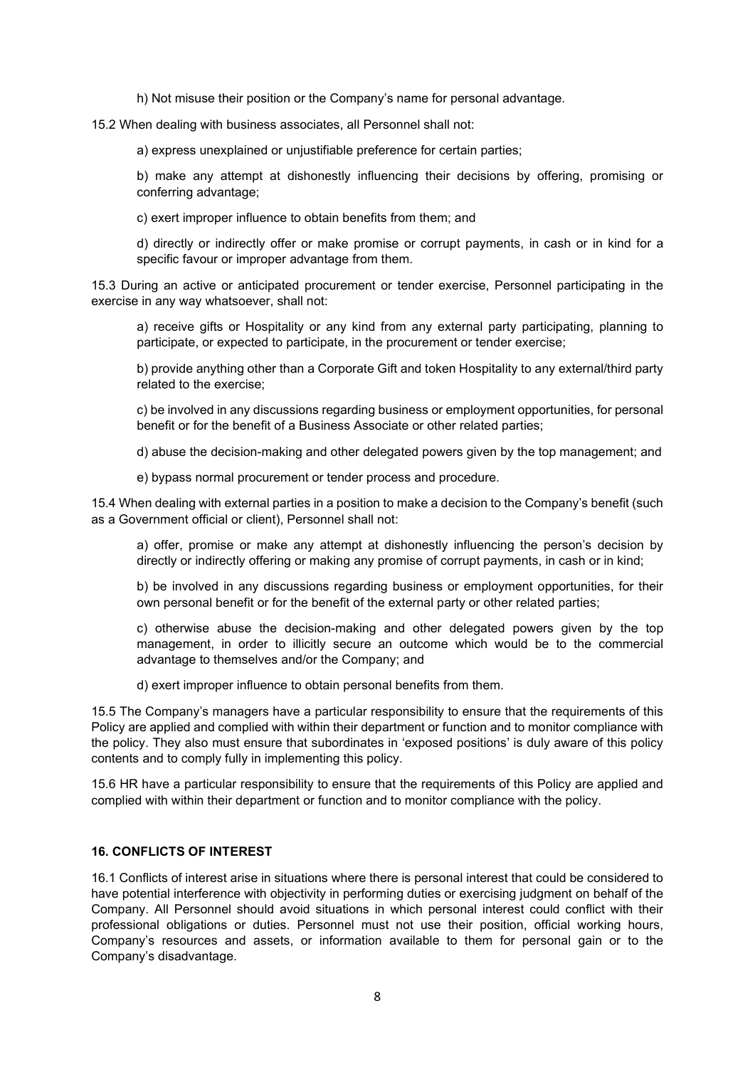h) Not misuse their position or the Company's name for personal advantage.

15.2 When dealing with business associates, all Personnel shall not:

a) express unexplained or unjustifiable preference for certain parties;

b) make any attempt at dishonestly influencing their decisions by offering, promising or conferring advantage;

c) exert improper influence to obtain benefits from them; and

d) directly or indirectly offer or make promise or corrupt payments, in cash or in kind for a specific favour or improper advantage from them.

15.3 During an active or anticipated procurement or tender exercise, Personnel participating in the exercise in any way whatsoever, shall not:

a) receive gifts or Hospitality or any kind from any external party participating, planning to participate, or expected to participate, in the procurement or tender exercise;

b) provide anything other than a Corporate Gift and token Hospitality to any external/third party related to the exercise;

c) be involved in any discussions regarding business or employment opportunities, for personal benefit or for the benefit of a Business Associate or other related parties;

d) abuse the decision-making and other delegated powers given by the top management; and

e) bypass normal procurement or tender process and procedure.

15.4 When dealing with external parties in a position to make a decision to the Company's benefit (such as a Government official or client), Personnel shall not:

a) offer, promise or make any attempt at dishonestly influencing the person's decision by directly or indirectly offering or making any promise of corrupt payments, in cash or in kind;

b) be involved in any discussions regarding business or employment opportunities, for their own personal benefit or for the benefit of the external party or other related parties;

c) otherwise abuse the decision-making and other delegated powers given by the top management, in order to illicitly secure an outcome which would be to the commercial advantage to themselves and/or the Company; and

d) exert improper influence to obtain personal benefits from them.

15.5 The Company's managers have a particular responsibility to ensure that the requirements of this Policy are applied and complied with within their department or function and to monitor compliance with the policy. They also must ensure that subordinates in 'exposed positions' is duly aware of this policy contents and to comply fully in implementing this policy.

15.6 HR have a particular responsibility to ensure that the requirements of this Policy are applied and complied with within their department or function and to monitor compliance with the policy.

## 16. CONFLICTS OF INTEREST

16.1 Conflicts of interest arise in situations where there is personal interest that could be considered to have potential interference with objectivity in performing duties or exercising judgment on behalf of the Company. All Personnel should avoid situations in which personal interest could conflict with their professional obligations or duties. Personnel must not use their position, official working hours, Company's resources and assets, or information available to them for personal gain or to the Company's disadvantage.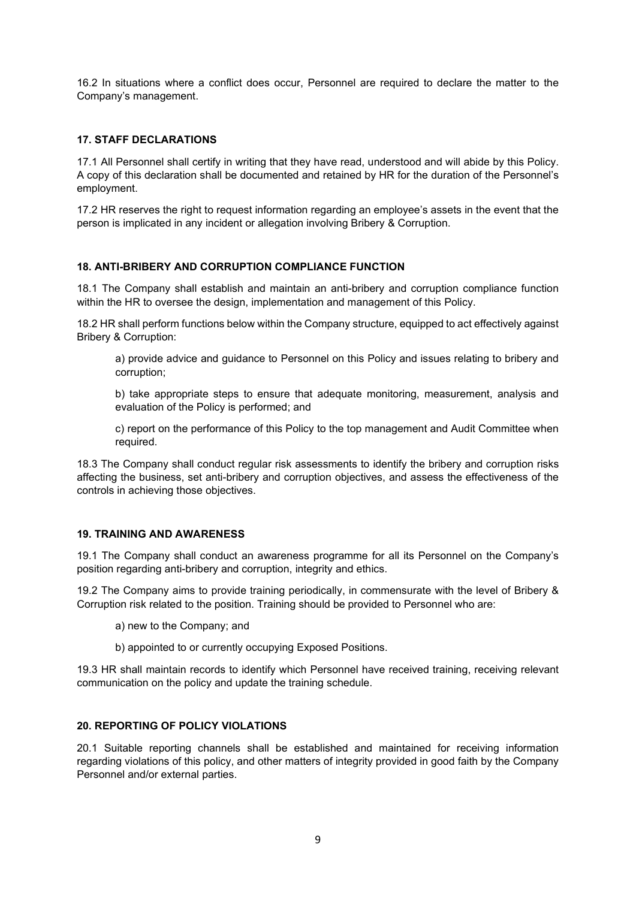16.2 In situations where a conflict does occur, Personnel are required to declare the matter to the Company's management.

## 17. STAFF DECLARATIONS

17.1 All Personnel shall certify in writing that they have read, understood and will abide by this Policy. A copy of this declaration shall be documented and retained by HR for the duration of the Personnel's employment.

17.2 HR reserves the right to request information regarding an employee's assets in the event that the person is implicated in any incident or allegation involving Bribery & Corruption.

## 18. ANTI-BRIBERY AND CORRUPTION COMPLIANCE FUNCTION

18.1 The Company shall establish and maintain an anti-bribery and corruption compliance function within the HR to oversee the design, implementation and management of this Policy.

18.2 HR shall perform functions below within the Company structure, equipped to act effectively against Bribery & Corruption:

a) provide advice and guidance to Personnel on this Policy and issues relating to bribery and corruption;

b) take appropriate steps to ensure that adequate monitoring, measurement, analysis and evaluation of the Policy is performed; and

c) report on the performance of this Policy to the top management and Audit Committee when required.

18.3 The Company shall conduct regular risk assessments to identify the bribery and corruption risks affecting the business, set anti-bribery and corruption objectives, and assess the effectiveness of the controls in achieving those objectives.

## 19. TRAINING AND AWARENESS

19.1 The Company shall conduct an awareness programme for all its Personnel on the Company's position regarding anti-bribery and corruption, integrity and ethics.

19.2 The Company aims to provide training periodically, in commensurate with the level of Bribery & Corruption risk related to the position. Training should be provided to Personnel who are:

a) new to the Company; and

b) appointed to or currently occupying Exposed Positions.

19.3 HR shall maintain records to identify which Personnel have received training, receiving relevant communication on the policy and update the training schedule.

## 20. REPORTING OF POLICY VIOLATIONS

20.1 Suitable reporting channels shall be established and maintained for receiving information regarding violations of this policy, and other matters of integrity provided in good faith by the Company Personnel and/or external parties.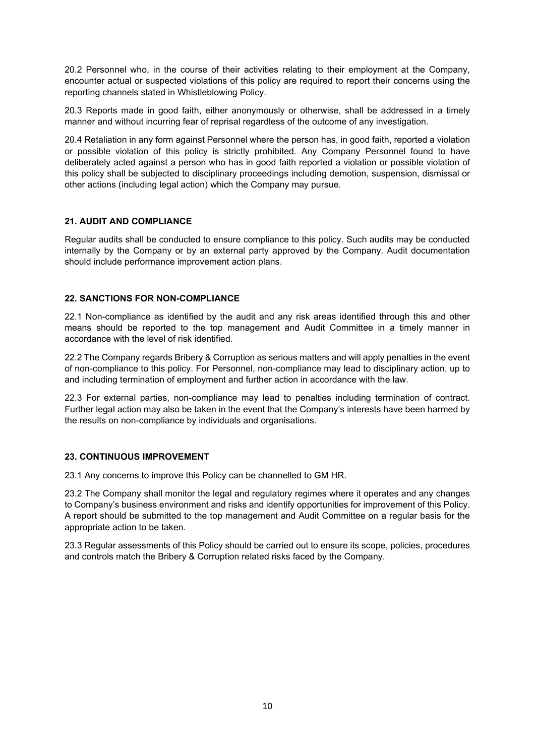20.2 Personnel who, in the course of their activities relating to their employment at the Company, encounter actual or suspected violations of this policy are required to report their concerns using the reporting channels stated in Whistleblowing Policy.

20.3 Reports made in good faith, either anonymously or otherwise, shall be addressed in a timely manner and without incurring fear of reprisal regardless of the outcome of any investigation.

20.4 Retaliation in any form against Personnel where the person has, in good faith, reported a violation or possible violation of this policy is strictly prohibited. Any Company Personnel found to have deliberately acted against a person who has in good faith reported a violation or possible violation of this policy shall be subjected to disciplinary proceedings including demotion, suspension, dismissal or other actions (including legal action) which the Company may pursue.

## 21. AUDIT AND COMPLIANCE

Regular audits shall be conducted to ensure compliance to this policy. Such audits may be conducted internally by the Company or by an external party approved by the Company. Audit documentation should include performance improvement action plans.

## 22. SANCTIONS FOR NON-COMPLIANCE

22.1 Non-compliance as identified by the audit and any risk areas identified through this and other means should be reported to the top management and Audit Committee in a timely manner in accordance with the level of risk identified.

22.2 The Company regards Bribery & Corruption as serious matters and will apply penalties in the event of non-compliance to this policy. For Personnel, non-compliance may lead to disciplinary action, up to and including termination of employment and further action in accordance with the law.

22.3 For external parties, non-compliance may lead to penalties including termination of contract. Further legal action may also be taken in the event that the Company's interests have been harmed by the results on non-compliance by individuals and organisations.

## 23. CONTINUOUS IMPROVEMENT

23.1 Any concerns to improve this Policy can be channelled to GM HR.

23.2 The Company shall monitor the legal and regulatory regimes where it operates and any changes to Company's business environment and risks and identify opportunities for improvement of this Policy. A report should be submitted to the top management and Audit Committee on a regular basis for the appropriate action to be taken.

23.3 Regular assessments of this Policy should be carried out to ensure its scope, policies, procedures and controls match the Bribery & Corruption related risks faced by the Company.